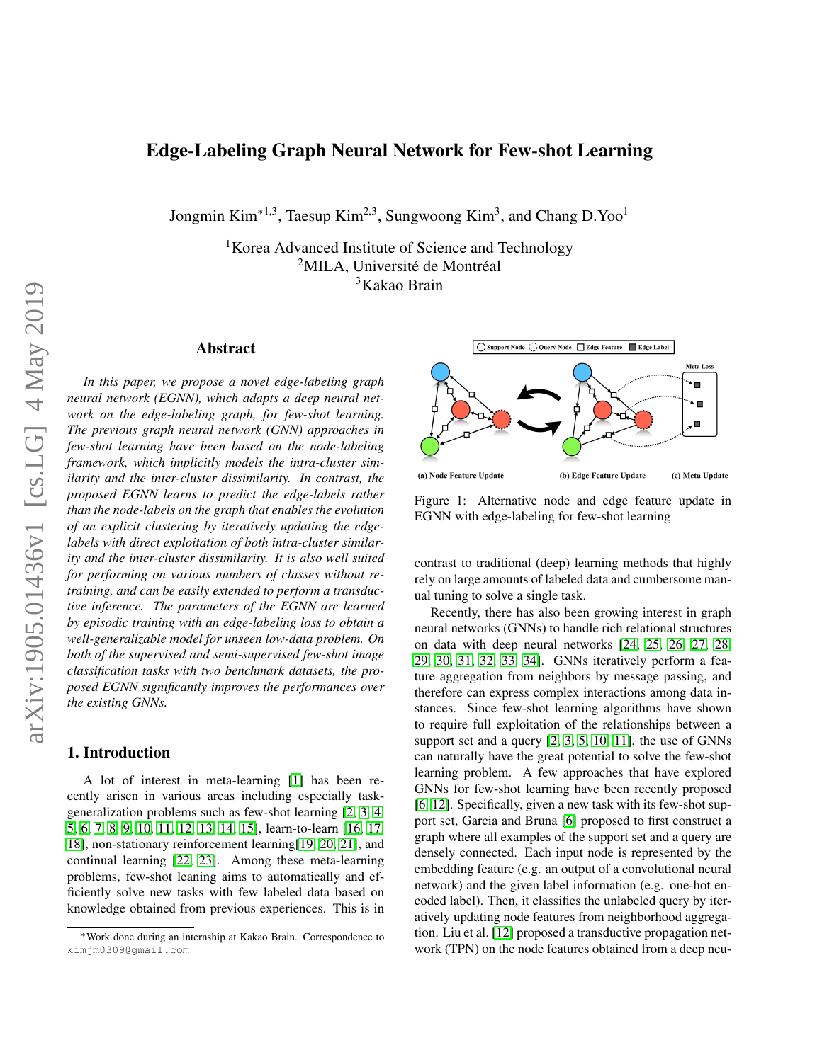# Edge-Labeling Graph Neural Network for Few-shot Learning

Jongmin Kim*[1,3], Taesup Kim[2,3], Sungwoong Kim[3], and Chang D.Yoo[1]

[1]Korea Advanced Institute of Science and Technology
[2]MILA, Université de Montréal
[3]Kakao Brain

## Abstract

*In this paper, we propose a novel edge-labeling graph neural network (EGNN), which adapts a deep neural network on the edge-labeling graph, for few-shot learning. The previous graph neural network (GNN) approaches in few-shot learning have been based on the node-labeling framework, which implicitly models the intra-cluster similarity and the inter-cluster dissimilarity. In contrast, the proposed EGNN learns to predict the edge-labels rather than the node-labels on the graph that enables the evolution of an explicit clustering by iteratively updating the edge-labels with direct exploitation of both intra-cluster similarity and the inter-cluster dissimilarity. It is also well suited for performing on various numbers of classes without retraining, and can be easily extended to perform a transductive inference. The parameters of the EGNN are learned by episodic training with an edge-labeling loss to obtain a well-generalizable model for unseen low-data problem. On both of the supervised and semi-supervised few-shot image classification tasks with two benchmark datasets, the proposed EGNN significantly improves the performances over the existing GNNs.*

## 1. Introduction

A lot of interest in meta-learning [1] has been recently arisen in various areas including especially task-generalization problems such as few-shot learning [2, 3, 4, 5, 6, 7, 8, 9, 10, 11, 12, 13, 14, 15], learn-to-learn [16, 17, 18], non-stationary reinforcement learning[19, 20, 21], and continual learning [22, 23]. Among these meta-learning problems, few-shot leaning aims to automatically and efficiently solve new tasks with few labeled data based on knowledge obtained from previous experiences. This is in contrast to traditional (deep) learning methods that highly rely on large amounts of labeled data and cumbersome manual tuning to solve a single task.

Recently, there has also been growing interest in graph neural networks (GNNs) to handle rich relational structures on data with deep neural networks [24, 25, 26, 27, 28, 29, 30, 31, 32, 33, 34]. GNNs iteratively perform a feature aggregation from neighbors by message passing, and therefore can express complex interactions among data instances. Since few-shot learning algorithms have shown to require full exploitation of the relationships between a support set and a query [2, 3, 5, 10, 11], the use of GNNs can naturally have the great potential to solve the few-shot learning problem. A few approaches that have explored GNNs for few-shot learning have been recently proposed [6, 12]. Specifically, given a new task with its few-shot support set, Garcia and Bruna [6] proposed to first construct a graph where all examples of the support set and a query are densely connected. Each input node is represented by the embedding feature (e.g. an output of a convolutional neural network) and the given label information (e.g. one-hot encoded label). Then, it classifies the unlabeled query by iteratively updating node features from neighborhood aggregation. Liu et al. [12] proposed a transductive propagation network (TPN) on the node features obtained from a deep neu-

Figure 1: Alternative node and edge feature update in EGNN with edge-labeling for few-shot learning

*Work done during an internship at Kakao Brain. Correspondence to kimjm0309@gmail.com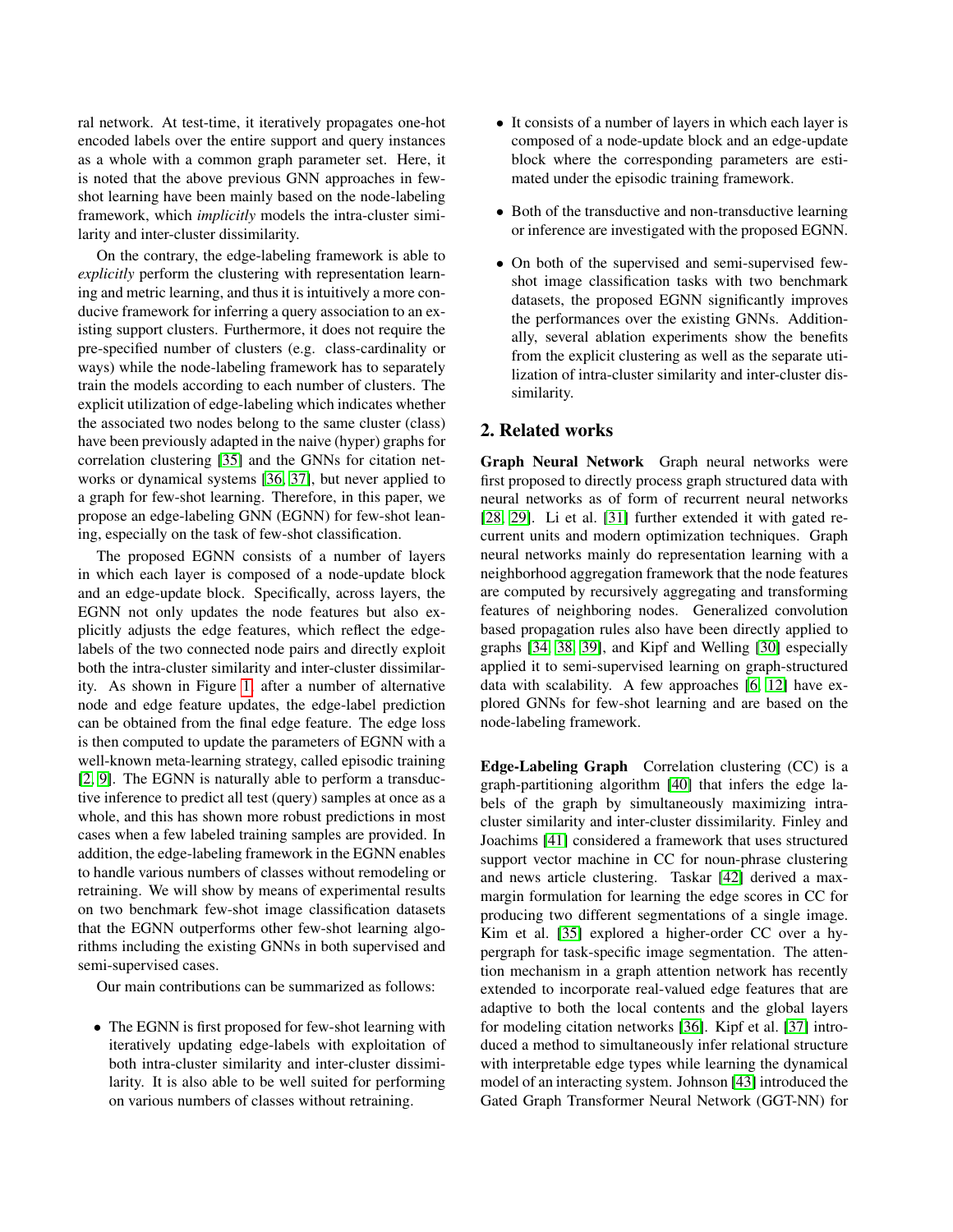ral network. At test-time, it iteratively propagates one-hot encoded labels over the entire support and query instances as a whole with a common graph parameter set. Here, it is noted that the above previous GNN approaches in few-shot learning have been mainly based on the node-labeling framework, which *implicitly* models the intra-cluster similarity and inter-cluster dissimilarity.

On the contrary, the edge-labeling framework is able to *explicitly* perform the clustering with representation learning and metric learning, and thus it is intuitively a more conducive framework for inferring a query association to an existing support clusters. Furthermore, it does not require the pre-specified number of clusters (e.g. class-cardinality or ways) while the node-labeling framework has to separately train the models according to each number of clusters. The explicit utilization of edge-labeling which indicates whether the associated two nodes belong to the same cluster (class) have been previously adapted in the naive (hyper) graphs for correlation clustering [35] and the GNNs for citation networks or dynamical systems [36, 37], but never applied to a graph for few-shot learning. Therefore, in this paper, we propose an edge-labeling GNN (EGNN) for few-shot leaning, especially on the task of few-shot classification.

The proposed EGNN consists of a number of layers in which each layer is composed of a node-update block and an edge-update block. Specifically, across layers, the EGNN not only updates the node features but also explicitly adjusts the edge features, which reflect the edge-labels of the two connected node pairs and directly exploit both the intra-cluster similarity and inter-cluster dissimilarity. As shown in Figure 1, after a number of alternative node and edge feature updates, the edge-label prediction can be obtained from the final edge feature. The edge loss is then computed to update the parameters of EGNN with a well-known meta-learning strategy, called episodic training [2, 9]. The EGNN is naturally able to perform a transductive inference to predict all test (query) samples at once as a whole, and this has shown more robust predictions in most cases when a few labeled training samples are provided. In addition, the edge-labeling framework in the EGNN enables to handle various numbers of classes without remodeling or retraining. We will show by means of experimental results on two benchmark few-shot image classification datasets that the EGNN outperforms other few-shot learning algorithms including the existing GNNs in both supervised and semi-supervised cases.

Our main contributions can be summarized as follows:

- The EGNN is first proposed for few-shot learning with iteratively updating edge-labels with exploitation of both intra-cluster similarity and inter-cluster dissimilarity. It is also able to be well suited for performing on various numbers of classes without retraining.
- It consists of a number of layers in which each layer is composed of a node-update block and an edge-update block where the corresponding parameters are estimated under the episodic training framework.
- Both of the transductive and non-transductive learning or inference are investigated with the proposed EGNN.
- On both of the supervised and semi-supervised few-shot image classification tasks with two benchmark datasets, the proposed EGNN significantly improves the performances over the existing GNNs. Additionally, several ablation experiments show the benefits from the explicit clustering as well as the separate utilization of intra-cluster similarity and inter-cluster dissimilarity.

## 2. Related works

**Graph Neural Network** Graph neural networks were first proposed to directly process graph structured data with neural networks as of form of recurrent neural networks [28, 29]. Li et al. [31] further extended it with gated recurrent units and modern optimization techniques. Graph neural networks mainly do representation learning with a neighborhood aggregation framework that the node features are computed by recursively aggregating and transforming features of neighboring nodes. Generalized convolution based propagation rules also have been directly applied to graphs [34, 38, 39], and Kipf and Welling [30] especially applied it to semi-supervised learning on graph-structured data with scalability. A few approaches [6, 12] have explored GNNs for few-shot learning and are based on the node-labeling framework.

**Edge-Labeling Graph** Correlation clustering (CC) is a graph-partitioning algorithm [40] that infers the edge labels of the graph by simultaneously maximizing intra-cluster similarity and inter-cluster dissimilarity. Finley and Joachims [41] considered a framework that uses structured support vector machine in CC for noun-phrase clustering and news article clustering. Taskar [42] derived a max-margin formulation for learning the edge scores in CC for producing two different segmentations of a single image. Kim et al. [35] explored a higher-order CC over a hypergraph for task-specific image segmentation. The attention mechanism in a graph attention network has recently extended to incorporate real-valued edge features that are adaptive to both the local contents and the global layers for modeling citation networks [36]. Kipf et al. [37] introduced a method to simultaneously infer relational structure with interpretable edge types while learning the dynamical model of an interacting system. Johnson [43] introduced the Gated Graph Transformer Neural Network (GGT-NN) for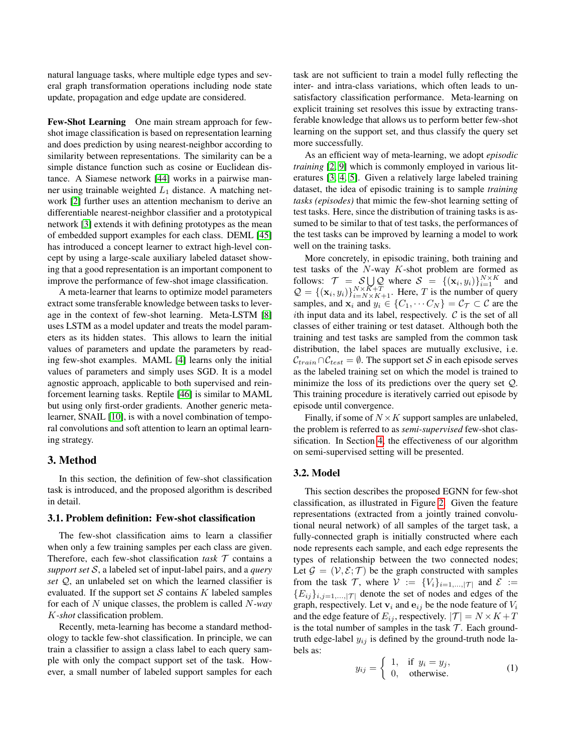natural language tasks, where multiple edge types and several graph transformation operations including node state update, propagation and edge update are considered.

**Few-Shot Learning** One main stream approach for few-shot image classification is based on representation learning and does prediction by using nearest-neighbor according to similarity between representations. The similarity can be a simple distance function such as cosine or Euclidean distance. A Siamese network [44] works in a pairwise manner using trainable weighted $L_1$ distance. A matching network [2] further uses an attention mechanism to derive an differentiable nearest-neighbor classifier and a prototypical network [3] extends it with defining prototypes as the mean of embedded support examples for each class. DEML [45] has introduced a concept learner to extract high-level concept by using a large-scale auxiliary labeled dataset showing that a good representation is an important component to improve the performance of few-shot image classification.

A meta-learner that learns to optimize model parameters extract some transferable knowledge between tasks to leverage in the context of few-shot learning. Meta-LSTM [8] uses LSTM as a model updater and treats the model parameters as its hidden states. This allows to learn the initial values of parameters and update the parameters by reading few-shot examples. MAML [4] learns only the initial values of parameters and simply uses SGD. It is a model agnostic approach, applicable to both supervised and reinforcement learning tasks. Reptile [46] is similar to MAML but using only first-order gradients. Another generic meta-learner, SNAIL [10], is with a novel combination of temporal convolutions and soft attention to learn an optimal learning strategy.

## 3. Method

In this section, the definition of few-shot classification task is introduced, and the proposed algorithm is described in detail.

### 3.1. Problem definition: Few-shot classification

The few-shot classification aims to learn a classifier when only a few training samples per each class are given. Therefore, each few-shot classification *task* $\mathcal{T}$ contains a *support set* $\mathcal{S}$, a labeled set of input-label pairs, and a *query set* $\mathcal{Q}$, an unlabeled set on which the learned classifier is evaluated. If the support set $\mathcal{S}$ contains $K$ labeled samples for each of $N$ unique classes, the problem is called $N$*-way* $K$*-shot* classification problem.

Recently, meta-learning has become a standard methodology to tackle few-shot classification. In principle, we can train a classifier to assign a class label to each query sample with only the compact support set of the task. However, a small number of labeled support samples for each task are not sufficient to train a model fully reflecting the inter- and intra-class variations, which often leads to unsatisfactory classification performance. Meta-learning on explicit training set resolves this issue by extracting transferable knowledge that allows us to perform better few-shot learning on the support set, and thus classify the query set more successfully.

As an efficient way of meta-learning, we adopt *episodic training* [2, 9] which is commonly employed in various literatures [3, 4, 5]. Given a relatively large labeled training dataset, the idea of episodic training is to sample *training tasks (episodes)* that mimic the few-shot learning setting of test tasks. Here, since the distribution of training tasks is assumed to be similar to that of test tasks, the performances of the test tasks can be improved by learning a model to work well on the training tasks.

More concretely, in episodic training, both training and test tasks of the $N$-way $K$-shot problem are formed as follows: $\mathcal{T} = \mathcal{S} \bigcup \mathcal{Q}$ where $\mathcal{S} = \{(\mathbf{x}_i, y_i)\}_{i=1}^{N \times K}$ and $\mathcal{Q} = \{(\mathbf{x}_i, y_i)\}_{i=N \times K+1}^{N \times K+T}$. Here, $T$ is the number of query samples, and $\mathbf{x}_i$ and $y_i \in \{C_1, \cdots C_N\} = \mathcal{C}_{\mathcal{T}} \subset \mathcal{C}$ are the $i$th input data and its label, respectively. $\mathcal{C}$ is the set of all classes of either training or test dataset. Although both the training and test tasks are sampled from the common task distribution, the label spaces are mutually exclusive, i.e. $\mathcal{C}_{train} \cap \mathcal{C}_{test} = \emptyset$. The support set $\mathcal{S}$ in each episode serves as the labeled training set on which the model is trained to minimize the loss of its predictions over the query set $\mathcal{Q}$. This training procedure is iteratively carried out episode by episode until convergence.

Finally, if some of $N \times K$ support samples are unlabeled, the problem is referred to as *semi-supervised* few-shot classification. In Section 4, the effectiveness of our algorithm on semi-supervised setting will be presented.

### 3.2. Model

This section describes the proposed EGNN for few-shot classification, as illustrated in Figure 2. Given the feature representations (extracted from a jointly trained convolutional neural network) of all samples of the target task, a fully-connected graph is initially constructed where each node represents each sample, and each edge represents the types of relationship between the two connected nodes; Let $\mathcal{G} = (\mathcal{V}, \mathcal{E}; \mathcal{T})$ be the graph constructed with samples from the task $\mathcal{T}$, where $\mathcal{V} := \{V_i\}_{i=1,...,|\mathcal{T}|}$ and $\mathcal{E} := \{E_{ij}\}_{i,j=1,...,|\mathcal{T}|}$ denote the set of nodes and edges of the graph, respectively. Let $\mathbf{v}_i$ and $\mathbf{e}_{ij}$ be the node feature of $V_i$ and the edge feature of $E_{ij}$, respectively. $|\mathcal{T}| = N \times K + T$ is the total number of samples in the task $\mathcal{T}$. Each ground-truth edge-label $y_{ij}$ is defined by the ground-truth node labels as:

$$y_{ij} = \begin{cases} 1, & \text{if } y_i = y_j, \\ 0, & \text{otherwise.} \end{cases} \tag{1}$$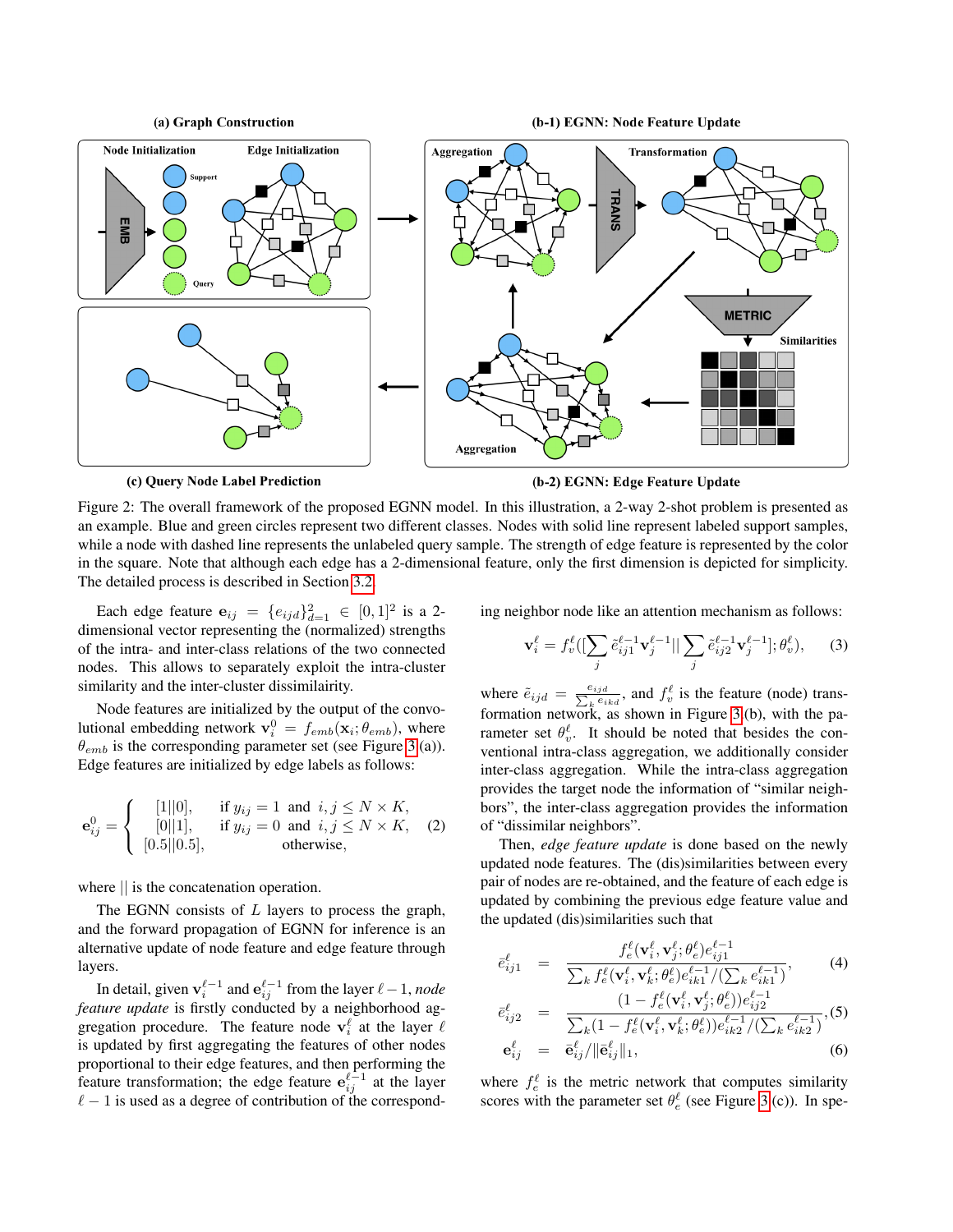Figure 2: The overall framework of the proposed EGNN model. In this illustration, a 2-way 2-shot problem is presented as an example. Blue and green circles represent two different classes. Nodes with solid line represent labeled support samples, while a node with dashed line represents the unlabeled query sample. The strength of edge feature is represented by the color in the square. Note that although each edge has a 2-dimensional feature, only the first dimension is depicted for simplicity. The detailed process is described in Section 3.2.

Each edge feature $\mathbf{e}_{ij} = \{e_{ijd}\}_{d=1}^{2} \in [0,1]^2$ is a 2-dimensional vector representing the (normalized) strengths of the intra- and inter-class relations of the two connected nodes. This allows to separately exploit the intra-cluster similarity and the inter-cluster dissimilairity.

Node features are initialized by the output of the convolutional embedding network $\mathbf{v}_i^0 = f_{emb}(\mathbf{x}_i; \theta_{emb})$, where $\theta_{emb}$ is the corresponding parameter set (see Figure 3.(a)). Edge features are initialized by edge labels as follows:

$$\mathbf{e}_{ij}^0 = \begin{cases} [1||0], & \text{if } y_{ij} = 1 \text{ and } i, j \leq N \times K, \\ [0||1], & \text{if } y_{ij} = 0 \text{ and } i, j \leq N \times K, \\ [0.5||0.5], & \text{otherwise}, \end{cases} \quad (2)$$

where $||$ is the concatenation operation.

The EGNN consists of $L$ layers to process the graph, and the forward propagation of EGNN for inference is an alternative update of node feature and edge feature through layers.

In detail, given $\mathbf{v}_i^{\ell-1}$ and $\mathbf{e}_{ij}^{\ell-1}$ from the layer $\ell-1$, *node feature update* is firstly conducted by a neighborhood aggregation procedure. The feature node $\mathbf{v}_i^{\ell}$ at the layer $\ell$ is updated by first aggregating the features of other nodes proportional to their edge features, and then performing the feature transformation; the edge feature $\mathbf{e}_{ij}^{\ell-1}$ at the layer $\ell-1$ is used as a degree of contribution of the corresponding neighbor node like an attention mechanism as follows:

$$\mathbf{v}_i^{\ell} = f_v^{\ell}([\sum_j \tilde{e}_{ij1}^{\ell-1}\mathbf{v}_j^{\ell-1} || \sum_j \tilde{e}_{ij2}^{\ell-1}\mathbf{v}_j^{\ell-1}]; \theta_v^{\ell}), \quad (3)$$

where $\tilde{e}_{ijd} = \frac{e_{ijd}}{\sum_k e_{ikd}}$, and $f_v^{\ell}$ is the feature (node) transformation network, as shown in Figure 3.(b), with the parameter set $\theta_v^{\ell}$. It should be noted that besides the conventional intra-class aggregation, we additionally consider inter-class aggregation. While the intra-class aggregation provides the target node the information of "similar neighbors", the inter-class aggregation provides the information of "dissimilar neighbors".

Then, *edge feature update* is done based on the newly updated node features. The (dis)similarities between every pair of nodes are re-obtained, and the feature of each edge is updated by combining the previous edge feature value and the updated (dis)similarities such that

$$\bar{e}_{ij1}^{\ell} = \frac{f_e^{\ell}(\mathbf{v}_i^{\ell}, \mathbf{v}_j^{\ell}; \theta_e^{\ell}) e_{ij1}^{\ell-1}}{\sum_k f_e^{\ell}(\mathbf{v}_i^{\ell}, \mathbf{v}_k^{\ell}; \theta_e^{\ell}) e_{ik1}^{\ell-1} / (\sum_k e_{ik1}^{\ell-1})}, \quad (4)$$

$$\bar{e}_{ij2}^{\ell} = \frac{(1 - f_e^{\ell}(\mathbf{v}_i^{\ell}, \mathbf{v}_j^{\ell}; \theta_e^{\ell})) e_{ij2}^{\ell-1}}{\sum_k (1 - f_e^{\ell}(\mathbf{v}_i^{\ell}, \mathbf{v}_k^{\ell}; \theta_e^{\ell})) e_{ik2}^{\ell-1} / (\sum_k e_{ik2}^{\ell-1})}, \quad (5)$$

$$\mathbf{e}_{ij}^{\ell} = \bar{\mathbf{e}}_{ij}^{\ell} / \|\bar{\mathbf{e}}_{ij}^{\ell}\|_1, \quad (6)$$

where $f_e^{\ell}$ is the metric network that computes similarity scores with the parameter set $\theta_e^{\ell}$ (see Figure 3.(c)). In spe-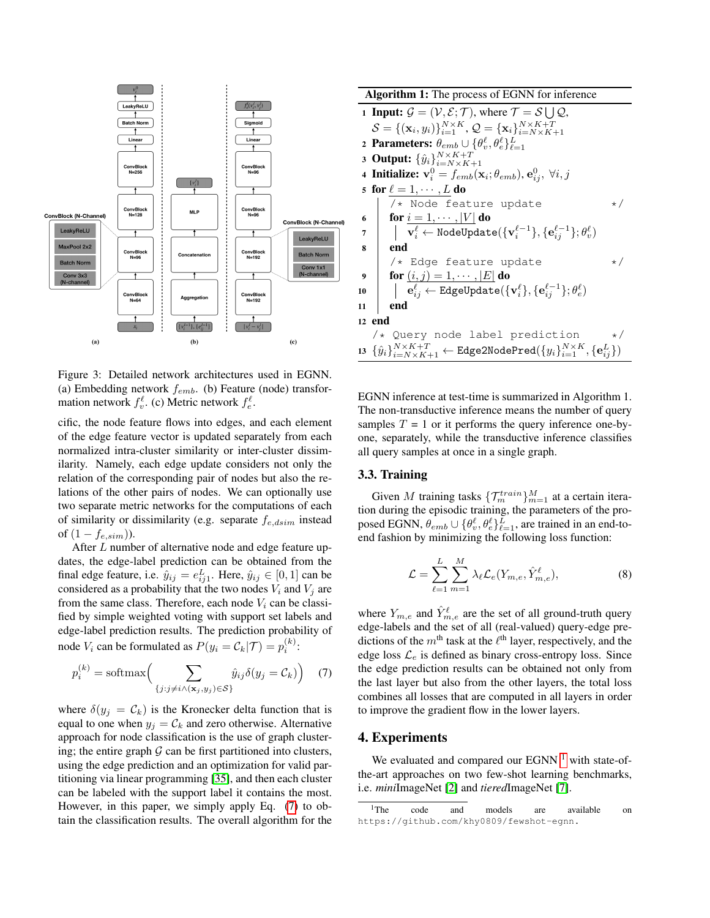Figure 3: Detailed network architectures used in EGNN. (a) Embedding network $f_{emb}$. (b) Feature (node) transformation network $f^{\ell}_v$. (c) Metric network $f^{\ell}_e$.

cific, the node feature flows into edges, and each element of the edge feature vector is updated separately from each normalized intra-cluster similarity or inter-cluster dissimilarity. Namely, each edge update considers not only the relation of the corresponding pair of nodes but also the relations of the other pairs of nodes. We can optionally use two separate metric networks for the computations of each of similarity or dissimilarity (e.g. separate $f_{e,dsim}$ instead of $(1 - f_{e,sim})$).

After $L$ number of alternative node and edge feature updates, the edge-label prediction can be obtained from the final edge feature, i.e. $\hat{y}_{ij} = e^{L}_{ij1}$. Here, $\hat{y}_{ij} \in [0, 1]$ can be considered as a probability that the two nodes $V_i$ and $V_j$ are from the same class. Therefore, each node $V_i$ can be classified by simple weighted voting with support set labels and edge-label prediction results. The prediction probability of node $V_i$ can be formulated as $P(y_i = \mathcal{C}_k|\mathcal{T}) = p^{(k)}_i$:

$$p^{(k)}_i = \text{softmax}\Big(\sum_{\{j:j\neq i \wedge (\mathbf{x}_j, y_j)\in\mathcal{S}\}} \hat{y}_{ij}\delta(y_j = \mathcal{C}_k)\Big) \quad (7)$$

where $\delta(y_j = \mathcal{C}_k)$ is the Kronecker delta function that is equal to one when $y_j = \mathcal{C}_k$ and zero otherwise. Alternative approach for node classification is the use of graph clustering; the entire graph $\mathcal{G}$ can be first partitioned into clusters, using the edge prediction and an optimization for valid partitioning via linear programming [35], and then each cluster can be labeled with the support label it contains the most. However, in this paper, we simply apply Eq. (7) to obtain the classification results. The overall algorithm for the EGNN inference at test-time is summarized in Algorithm 1. The non-transductive inference means the number of query samples $T = 1$ or it performs the query inference one-by-one, separately, while the transductive inference classifies all query samples at once in a single graph.

**Algorithm 1:** The process of EGNN for inference

1. **Input:** $\mathcal{G} = (\mathcal{V}, \mathcal{E}; \mathcal{T})$, where $\mathcal{T} = \mathcal{S} \bigcup \mathcal{Q}$, $\mathcal{S} = \{(\mathbf{x}_i, y_i)\}^{N\times K}_{i=1}$, $\mathcal{Q} = \{\mathbf{x}_i\}^{N\times K+T}_{i=N\times K+1}$
2. **Parameters:** $\theta_{emb} \cup \{\theta^{\ell}_v, \theta^{\ell}_e\}^{L}_{\ell=1}$
3. **Output:** $\{\hat{y}_i\}^{N\times K+T}_{i=N\times K+1}$
4. **Initialize:** $\mathbf{v}^0_i = f_{emb}(\mathbf{x}_i; \theta_{emb}), \mathbf{e}^0_{ij}, \ \forall i, j$
5. **for** $\ell = 1, \cdots, L$ **do**
   - /* Node feature update */
6. &nbsp;&nbsp;&nbsp;&nbsp;**for** $i = 1, \cdots, |V|$ **do**
7. &nbsp;&nbsp;&nbsp;&nbsp;&nbsp;&nbsp;&nbsp;&nbsp;$\mathbf{v}^{\ell}_i \leftarrow \texttt{NodeUpdate}(\{\mathbf{v}^{\ell-1}_i\}, \{\mathbf{e}^{\ell-1}_{ij}\}; \theta^{\ell}_v)$
8. &nbsp;&nbsp;&nbsp;&nbsp;**end**
   - /* Edge feature update */
9. &nbsp;&nbsp;&nbsp;&nbsp;**for** $(i, j) = 1, \cdots, |E|$ **do**
10. &nbsp;&nbsp;&nbsp;&nbsp;&nbsp;&nbsp;&nbsp;&nbsp;$\mathbf{e}^{\ell}_{ij} \leftarrow \texttt{EdgeUpdate}(\{\mathbf{v}^{\ell}_i\}, \{\mathbf{e}^{\ell-1}_{ij}\}; \theta^{\ell}_e)$
11. &nbsp;&nbsp;&nbsp;&nbsp;**end**
12. **end**
   - /* Query node label prediction */
13. $\{\hat{y}_i\}^{N\times K+T}_{i=N\times K+1} \leftarrow \texttt{Edge2NodePred}(\{y_i\}^{N\times K}_{i=1}, \{\mathbf{e}^{L}_{ij}\})$

### 3.3. Training

Given $M$ training tasks $\{\mathcal{T}^{train}_m\}^{M}_{m=1}$ at a certain iteration during the episodic training, the parameters of the proposed EGNN, $\theta_{emb} \cup \{\theta^{\ell}_v, \theta^{\ell}_e\}^{L}_{\ell=1}$, are trained in an end-to-end fashion by minimizing the following loss function:

$$\mathcal{L} = \sum^{L}_{\ell=1}\sum^{M}_{m=1} \lambda_{\ell}\mathcal{L}_e(Y_{m,e}, \hat{Y}^{\ell}_{m,e}), \quad (8)$$

where $Y_{m,e}$ and $\hat{Y}^{\ell}_{m,e}$ are the set of all ground-truth query edge-labels and the set of all (real-valued) query-edge predictions of the $m^{\text{th}}$ task at the $\ell^{\text{th}}$ layer, respectively, and the edge loss $\mathcal{L}_e$ is defined as binary cross-entropy loss. Since the edge prediction results can be obtained not only from the last layer but also from the other layers, the total loss combines all losses that are computed in all layers in order to improve the gradient flow in the lower layers.

## 4. Experiments

We evaluated and compared our EGNN [1] with state-of-the-art approaches on two few-shot learning benchmarks, i.e. *mini*ImageNet [2] and *tiered*ImageNet [7].

[1] The code and models are available on https://github.com/khy0809/fewshot-egnn.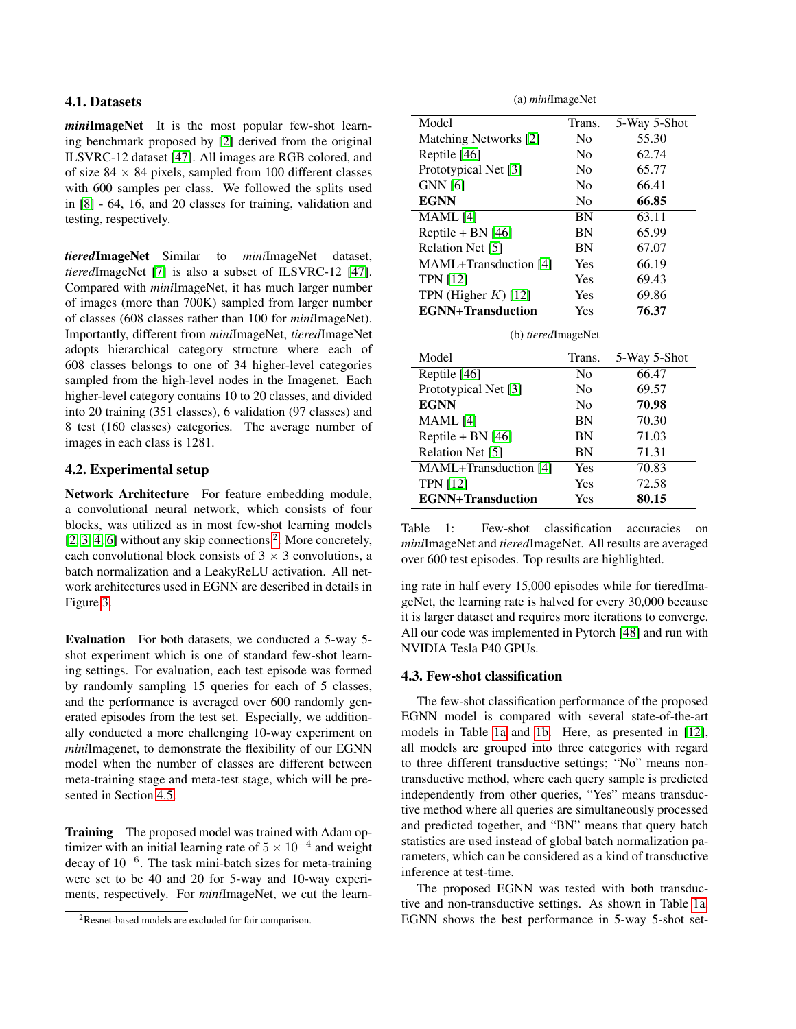### 4.1. Datasets

***mini*ImageNet** It is the most popular few-shot learning benchmark proposed by [2] derived from the original ILSVRC-12 dataset [47]. All images are RGB colored, and of size 84 × 84 pixels, sampled from 100 different classes with 600 samples per class. We followed the splits used in [8] - 64, 16, and 20 classes for training, validation and testing, respectively.

***tiered*ImageNet** Similar to *mini*ImageNet dataset, *tiered*ImageNet [7] is also a subset of ILSVRC-12 [47]. Compared with *mini*ImageNet, it has much larger number of images (more than 700K) sampled from larger number of classes (608 classes rather than 100 for *mini*ImageNet). Importantly, different from *mini*ImageNet, *tiered*ImageNet adopts hierarchical category structure where each of 608 classes belongs to one of 34 higher-level categories sampled from the high-level nodes in the Imagenet. Each higher-level category contains 10 to 20 classes, and divided into 20 training (351 classes), 6 validation (97 classes) and 8 test (160 classes) categories. The average number of images in each class is 1281.

### 4.2. Experimental setup

**Network Architecture** For feature embedding module, a convolutional neural network, which consists of four blocks, was utilized as in most few-shot learning models [2, 3, 4, 6] without any skip connections [2]. More concretely, each convolutional block consists of 3 × 3 convolutions, a batch normalization and a LeakyReLU activation. All network architectures used in EGNN are described in details in Figure 3.

**Evaluation** For both datasets, we conducted a 5-way 5-shot experiment which is one of standard few-shot learning settings. For evaluation, each test episode was formed by randomly sampling 15 queries for each of 5 classes, and the performance is averaged over 600 randomly generated episodes from the test set. Especially, we additionally conducted a more challenging 10-way experiment on *mini*Imagenet, to demonstrate the flexibility of our EGNN model when the number of classes are different between meta-training stage and meta-test stage, which will be presented in Section 4.5.

**Training** The proposed model was trained with Adam optimizer with an initial learning rate of $5 \times 10^{-4}$ and weight decay of $10^{-6}$. The task mini-batch sizes for meta-training were set to be 40 and 20 for 5-way and 10-way experiments, respectively. For *mini*ImageNet, we cut the learning rate in half every 15,000 episodes while for tieredImageNet, the learning rate is halved for every 30,000 because it is larger dataset and requires more iterations to converge. All our code was implemented in Pytorch [48] and run with NVIDIA Tesla P40 GPUs.

[2] Resnet-based models are excluded for fair comparison.

(a) *mini*ImageNet

| Model | Trans. | 5-Way 5-Shot |
|---|---|---|
| Matching Networks [2] | No | 55.30 |
| Reptile [46] | No | 62.74 |
| Prototypical Net [3] | No | 65.77 |
| GNN [6] | No | 66.41 |
| **EGNN** | No | **66.85** |
| MAML [4] | BN | 63.11 |
| Reptile + BN [46] | BN | 65.99 |
| Relation Net [5] | BN | 67.07 |
| MAML+Transduction [4] | Yes | 66.19 |
| TPN [12] | Yes | 69.43 |
| TPN (Higher $K$) [12] | Yes | 69.86 |
| **EGNN+Transduction** | Yes | **76.37** |

(b) *tiered*ImageNet

| Model | Trans. | 5-Way 5-Shot |
|---|---|---|
| Reptile [46] | No | 66.47 |
| Prototypical Net [3] | No | 69.57 |
| **EGNN** | No | **70.98** |
| MAML [4] | BN | 70.30 |
| Reptile + BN [46] | BN | 71.03 |
| Relation Net [5] | BN | 71.31 |
| MAML+Transduction [4] | Yes | 70.83 |
| TPN [12] | Yes | 72.58 |
| **EGNN+Transduction** | Yes | **80.15** |

Table 1: Few-shot classification accuracies on *mini*ImageNet and *tiered*ImageNet. All results are averaged over 600 test episodes. Top results are highlighted.

### 4.3. Few-shot classification

The few-shot classification performance of the proposed EGNN model is compared with several state-of-the-art models in Table 1a and 1b. Here, as presented in [12], all models are grouped into three categories with regard to three different transductive settings; "No" means non-transductive method, where each query sample is predicted independently from other queries, "Yes" means transductive method where all queries are simultaneously processed and predicted together, and "BN" means that query batch statistics are used instead of global batch normalization parameters, which can be considered as a kind of transductive inference at test-time.

The proposed EGNN was tested with both transductive and non-transductive settings. As shown in Table 1a, EGNN shows the best performance in 5-way 5-shot set-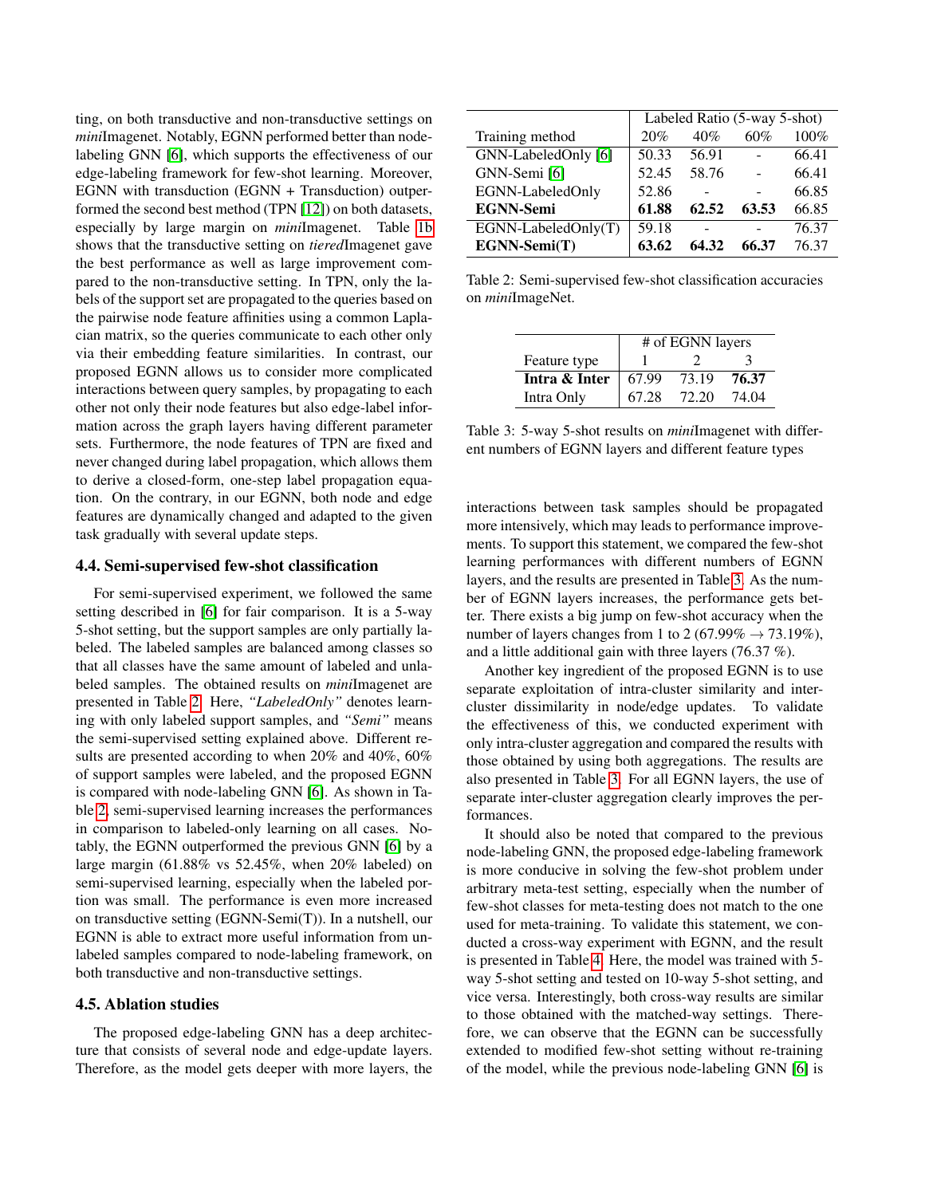ting, on both transductive and non-transductive settings on *mini*Imagenet. Notably, EGNN performed better than node-labeling GNN [6], which supports the effectiveness of our edge-labeling framework for few-shot learning. Moreover, EGNN with transduction (EGNN + Transduction) outperformed the second best method (TPN [12]) on both datasets, especially by large margin on *mini*Imagenet. Table 1b shows that the transductive setting on *tiered*Imagenet gave the best performance as well as large improvement compared to the non-transductive setting. In TPN, only the labels of the support set are propagated to the queries based on the pairwise node feature affinities using a common Laplacian matrix, so the queries communicate to each other only via their embedding feature similarities. In contrast, our proposed EGNN allows us to consider more complicated interactions between query samples, by propagating to each other not only their node features but also edge-label information across the graph layers having different parameter sets. Furthermore, the node features of TPN are fixed and never changed during label propagation, which allows them to derive a closed-form, one-step label propagation equation. On the contrary, in our EGNN, both node and edge features are dynamically changed and adapted to the given task gradually with several update steps.

### 4.4. Semi-supervised few-shot classification

For semi-supervised experiment, we followed the same setting described in [6] for fair comparison. It is a 5-way 5-shot setting, but the support samples are only partially labeled. The labeled samples are balanced among classes so that all classes have the same amount of labeled and unlabeled samples. The obtained results on *mini*Imagenet are presented in Table 2. Here, *"LabeledOnly"* denotes learning with only labeled support samples, and *"Semi"* means the semi-supervised setting explained above. Different results are presented according to when 20% and 40%, 60% of support samples were labeled, and the proposed EGNN is compared with node-labeling GNN [6]. As shown in Table 2, semi-supervised learning increases the performances in comparison to labeled-only learning on all cases. Notably, the EGNN outperformed the previous GNN [6] by a large margin (61.88% vs 52.45%, when 20% labeled) on semi-supervised learning, especially when the labeled portion was small. The performance is even more increased on transductive setting (EGNN-Semi(T)). In a nutshell, our EGNN is able to extract more useful information from unlabeled samples compared to node-labeling framework, on both transductive and non-transductive settings.

| | Labeled Ratio (5-way 5-shot) | | | |
|---|---|---|---|---|
| Training method | 20% | 40% | 60% | 100% |
| GNN-LabeledOnly [6] | 50.33 | 56.91 | - | 66.41 |
| GNN-Semi [6] | 52.45 | 58.76 | - | 66.41 |
| EGNN-LabeledOnly | 52.86 | - | - | 66.85 |
| **EGNN-Semi** | **61.88** | **62.52** | **63.53** | 66.85 |
| EGNN-LabeledOnly(T) | 59.18 | - | - | 76.37 |
| **EGNN-Semi(T)** | **63.62** | **64.32** | **66.37** | 76.37 |

Table 2: Semi-supervised few-shot classification accuracies on *mini*ImageNet.

| | # of EGNN layers | | |
|---|---|---|---|
| Feature type | 1 | 2 | 3 |
| **Intra & Inter** | 67.99 | 73.19 | **76.37** |
| Intra Only | 67.28 | 72.20 | 74.04 |

Table 3: 5-way 5-shot results on *mini*Imagenet with different numbers of EGNN layers and different feature types

### 4.5. Ablation studies

The proposed edge-labeling GNN has a deep architecture that consists of several node and edge-update layers. Therefore, as the model gets deeper with more layers, the interactions between task samples should be propagated more intensively, which may leads to performance improvements. To support this statement, we compared the few-shot learning performances with different numbers of EGNN layers, and the results are presented in Table 3. As the number of EGNN layers increases, the performance gets better. There exists a big jump on few-shot accuracy when the number of layers changes from 1 to 2 (67.99% $\rightarrow$ 73.19%), and a little additional gain with three layers (76.37 %).

Another key ingredient of the proposed EGNN is to use separate exploitation of intra-cluster similarity and inter-cluster dissimilarity in node/edge updates. To validate the effectiveness of this, we conducted experiment with only intra-cluster aggregation and compared the results with those obtained by using both aggregations. The results are also presented in Table 3. For all EGNN layers, the use of separate inter-cluster aggregation clearly improves the performances.

It should also be noted that compared to the previous node-labeling GNN, the proposed edge-labeling framework is more conducive in solving the few-shot problem under arbitrary meta-test setting, especially when the number of few-shot classes for meta-testing does not match to the one used for meta-training. To validate this statement, we conducted a cross-way experiment with EGNN, and the result is presented in Table 4. Here, the model was trained with 5-way 5-shot setting and tested on 10-way 5-shot setting, and vice versa. Interestingly, both cross-way results are similar to those obtained with the matched-way settings. Therefore, we can observe that the EGNN can be successfully extended to modified few-shot setting without re-training of the model, while the previous node-labeling GNN [6] is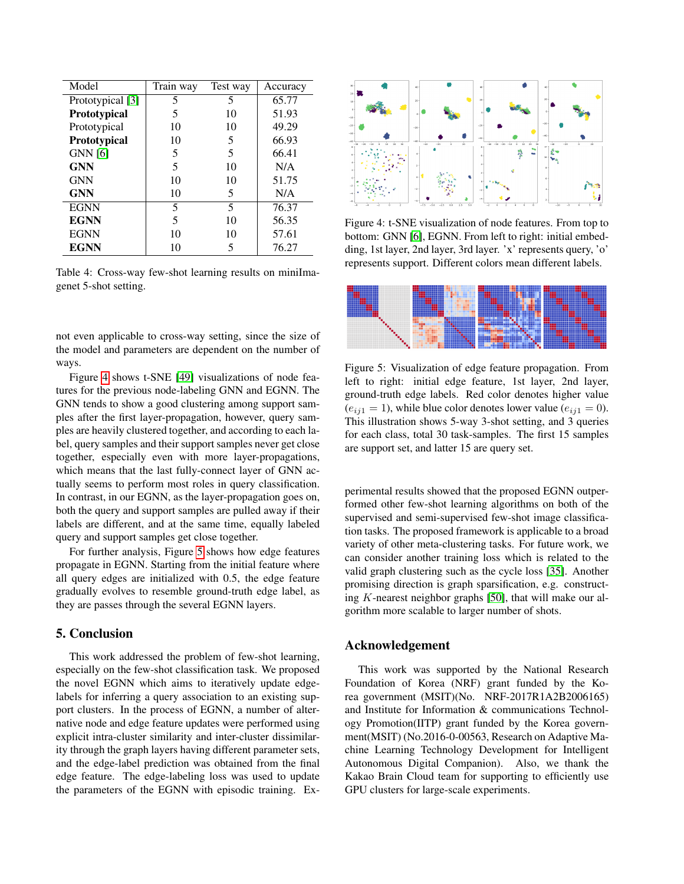| Model | Train way | Test way | Accuracy |
|---|---|---|---|
| Prototypical [3] | 5 | 5 | 65.77 |
| **Prototypical** | 5 | 10 | 51.93 |
| Prototypical | 10 | 10 | 49.29 |
| **Prototypical** | 10 | 5 | 66.93 |
| GNN [6] | 5 | 5 | 66.41 |
| **GNN** | 5 | 10 | N/A |
| GNN | 10 | 10 | 51.75 |
| **GNN** | 10 | 5 | N/A |
| EGNN | 5 | 5 | 76.37 |
| **EGNN** | 5 | 10 | 56.35 |
| EGNN | 10 | 10 | 57.61 |
| **EGNN** | 10 | 5 | 76.27 |

Table 4: Cross-way few-shot learning results on miniImagenet 5-shot setting.

not even applicable to cross-way setting, since the size of the model and parameters are dependent on the number of ways.

Figure 4 shows t-SNE [49] visualizations of node features for the previous node-labeling GNN and EGNN. The GNN tends to show a good clustering among support samples after the first layer-propagation, however, query samples are heavily clustered together, and according to each label, query samples and their support samples never get close together, especially even with more layer-propagations, which means that the last fully-connect layer of GNN actually seems to perform most roles in query classification. In contrast, in our EGNN, as the layer-propagation goes on, both the query and support samples are pulled away if their labels are different, and at the same time, equally labeled query and support samples get close together.

For further analysis, Figure 5 shows how edge features propagate in EGNN. Starting from the initial feature where all query edges are initialized with 0.5, the edge feature gradually evolves to resemble ground-truth edge label, as they are passes through the several EGNN layers.

Figure 4: t-SNE visualization of node features. From top to bottom: GNN [6], EGNN. From left to right: initial embedding, 1st layer, 2nd layer, 3rd layer. 'x' represents query, 'o' represents support. Different colors mean different labels.

Figure 5: Visualization of edge feature propagation. From left to right: initial edge feature, 1st layer, 2nd layer, ground-truth edge labels. Red color denotes higher value ($e_{ij1} = 1$), while blue color denotes lower value ($e_{ij1} = 0$). This illustration shows 5-way 3-shot setting, and 3 queries for each class, total 30 task-samples. The first 15 samples are support set, and latter 15 are query set.

## 5. Conclusion

This work addressed the problem of few-shot learning, especially on the few-shot classification task. We proposed the novel EGNN which aims to iteratively update edge-labels for inferring a query association to an existing support clusters. In the process of EGNN, a number of alternative node and edge feature updates were performed using explicit intra-cluster similarity and inter-cluster dissimilarity through the graph layers having different parameter sets, and the edge-label prediction was obtained from the final edge feature. The edge-labeling loss was used to update the parameters of the EGNN with episodic training. Experimental results showed that the proposed EGNN outperformed other few-shot learning algorithms on both of the supervised and semi-supervised few-shot image classification tasks. The proposed framework is applicable to a broad variety of other meta-clustering tasks. For future work, we can consider another training loss which is related to the valid graph clustering such as the cycle loss [35]. Another promising direction is graph sparsification, e.g. constructing $K$-nearest neighbor graphs [50], that will make our algorithm more scalable to larger number of shots.

## Acknowledgement

This work was supported by the National Research Foundation of Korea (NRF) grant funded by the Korea government (MSIT)(No. NRF-2017R1A2B2006165) and Institute for Information & communications Technology Promotion(IITP) grant funded by the Korea government(MSIT) (No.2016-0-00563, Research on Adaptive Machine Learning Technology Development for Intelligent Autonomous Digital Companion). Also, we thank the Kakao Brain Cloud team for supporting to efficiently use GPU clusters for large-scale experiments.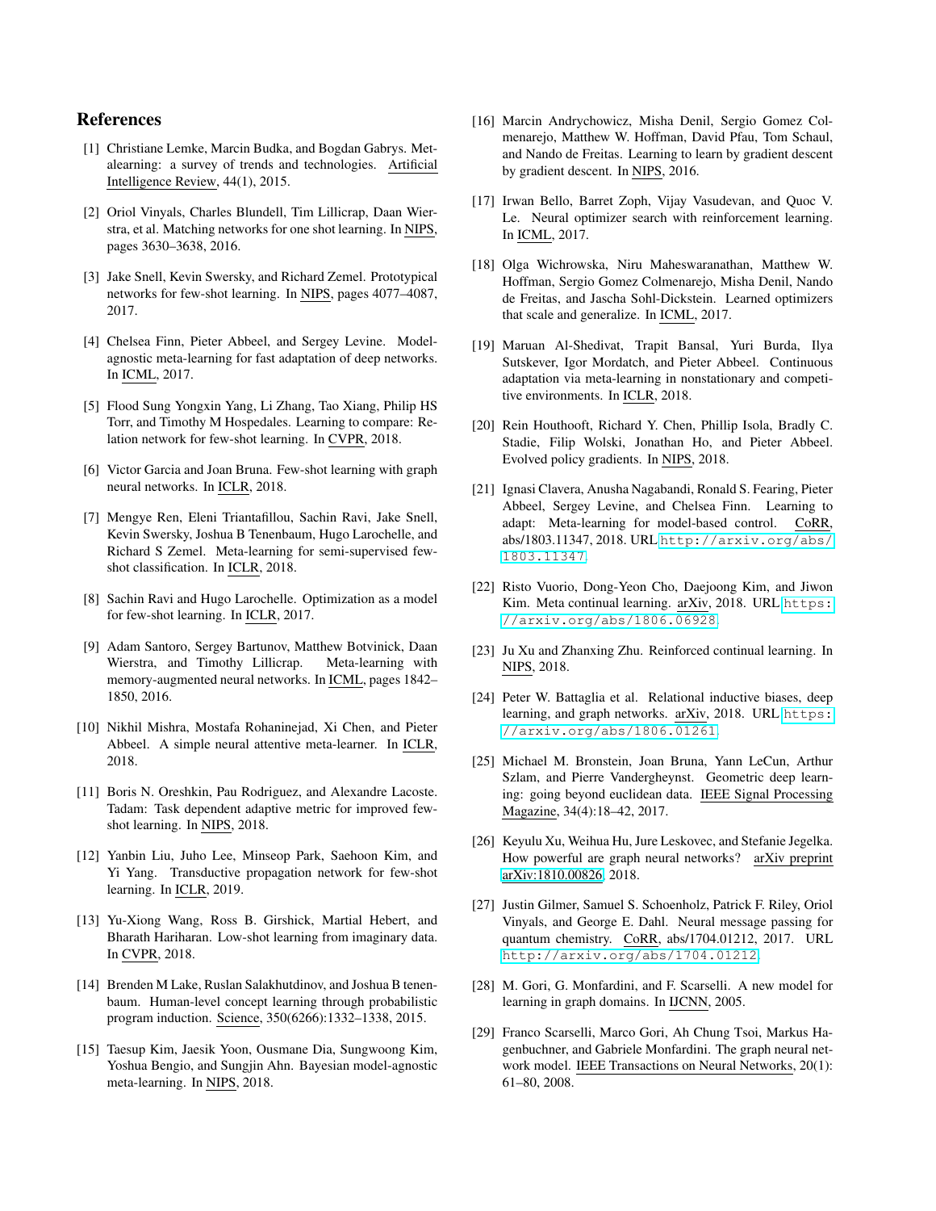## References

[1] Christiane Lemke, Marcin Budka, and Bogdan Gabrys. Metalearning: a survey of trends and technologies. Artificial Intelligence Review, 44(1), 2015.

[2] Oriol Vinyals, Charles Blundell, Tim Lillicrap, Daan Wierstra, et al. Matching networks for one shot learning. In NIPS, pages 3630–3638, 2016.

[3] Jake Snell, Kevin Swersky, and Richard Zemel. Prototypical networks for few-shot learning. In NIPS, pages 4077–4087, 2017.

[4] Chelsea Finn, Pieter Abbeel, and Sergey Levine. Model-agnostic meta-learning for fast adaptation of deep networks. In ICML, 2017.

[5] Flood Sung Yongxin Yang, Li Zhang, Tao Xiang, Philip HS Torr, and Timothy M Hospedales. Learning to compare: Relation network for few-shot learning. In CVPR, 2018.

[6] Victor Garcia and Joan Bruna. Few-shot learning with graph neural networks. In ICLR, 2018.

[7] Mengye Ren, Eleni Triantafillou, Sachin Ravi, Jake Snell, Kevin Swersky, Joshua B Tenenbaum, Hugo Larochelle, and Richard S Zemel. Meta-learning for semi-supervised few-shot classification. In ICLR, 2018.

[8] Sachin Ravi and Hugo Larochelle. Optimization as a model for few-shot learning. In ICLR, 2017.

[9] Adam Santoro, Sergey Bartunov, Matthew Botvinick, Daan Wierstra, and Timothy Lillicrap. Meta-learning with memory-augmented neural networks. In ICML, pages 1842–1850, 2016.

[10] Nikhil Mishra, Mostafa Rohaninejad, Xi Chen, and Pieter Abbeel. A simple neural attentive meta-learner. In ICLR, 2018.

[11] Boris N. Oreshkin, Pau Rodriguez, and Alexandre Lacoste. Tadam: Task dependent adaptive metric for improved few-shot learning. In NIPS, 2018.

[12] Yanbin Liu, Juho Lee, Minseop Park, Saehoon Kim, and Yi Yang. Transductive propagation network for few-shot learning. In ICLR, 2019.

[13] Yu-Xiong Wang, Ross B. Girshick, Martial Hebert, and Bharath Hariharan. Low-shot learning from imaginary data. In CVPR, 2018.

[14] Brenden M Lake, Ruslan Salakhutdinov, and Joshua B tenenbaum. Human-level concept learning through probabilistic program induction. Science, 350(6266):1332–1338, 2015.

[15] Taesup Kim, Jaesik Yoon, Ousmane Dia, Sungwoong Kim, Yoshua Bengio, and Sungjin Ahn. Bayesian model-agnostic meta-learning. In NIPS, 2018.

[16] Marcin Andrychowicz, Misha Denil, Sergio Gomez Colmenarejo, Matthew W. Hoffman, David Pfau, Tom Schaul, and Nando de Freitas. Learning to learn by gradient descent by gradient descent. In NIPS, 2016.

[17] Irwan Bello, Barret Zoph, Vijay Vasudevan, and Quoc V. Le. Neural optimizer search with reinforcement learning. In ICML, 2017.

[18] Olga Wichrowska, Niru Maheswaranathan, Matthew W. Hoffman, Sergio Gomez Colmenarejo, Misha Denil, Nando de Freitas, and Jascha Sohl-Dickstein. Learned optimizers that scale and generalize. In ICML, 2017.

[19] Maruan Al-Shedivat, Trapit Bansal, Yuri Burda, Ilya Sutskever, Igor Mordatch, and Pieter Abbeel. Continuous adaptation via meta-learning in nonstationary and competitive environments. In ICLR, 2018.

[20] Rein Houthooft, Richard Y. Chen, Phillip Isola, Bradly C. Stadie, Filip Wolski, Jonathan Ho, and Pieter Abbeel. Evolved policy gradients. In NIPS, 2018.

[21] Ignasi Clavera, Anusha Nagabandi, Ronald S. Fearing, Pieter Abbeel, Sergey Levine, and Chelsea Finn. Learning to adapt: Meta-learning for model-based control. CoRR, abs/1803.11347, 2018. URL http://arxiv.org/abs/1803.11347.

[22] Risto Vuorio, Dong-Yeon Cho, Daejoong Kim, and Jiwon Kim. Meta continual learning. arXiv, 2018. URL https://arxiv.org/abs/1806.06928.

[23] Ju Xu and Zhanxing Zhu. Reinforced continual learning. In NIPS, 2018.

[24] Peter W. Battaglia et al. Relational inductive biases, deep learning, and graph networks. arXiv, 2018. URL https://arxiv.org/abs/1806.01261.

[25] Michael M. Bronstein, Joan Bruna, Yann LeCun, Arthur Szlam, and Pierre Vandergheynst. Geometric deep learning: going beyond euclidean data. IEEE Signal Processing Magazine, 34(4):18–42, 2017.

[26] Keyulu Xu, Weihua Hu, Jure Leskovec, and Stefanie Jegelka. How powerful are graph neural networks? arXiv preprint arXiv:1810.00826, 2018.

[27] Justin Gilmer, Samuel S. Schoenholz, Patrick F. Riley, Oriol Vinyals, and George E. Dahl. Neural message passing for quantum chemistry. CoRR, abs/1704.01212, 2017. URL http://arxiv.org/abs/1704.01212.

[28] M. Gori, G. Monfardini, and F. Scarselli. A new model for learning in graph domains. In IJCNN, 2005.

[29] Franco Scarselli, Marco Gori, Ah Chung Tsoi, Markus Hagenbuchner, and Gabriele Monfardini. The graph neural network model. IEEE Transactions on Neural Networks, 20(1): 61–80, 2008.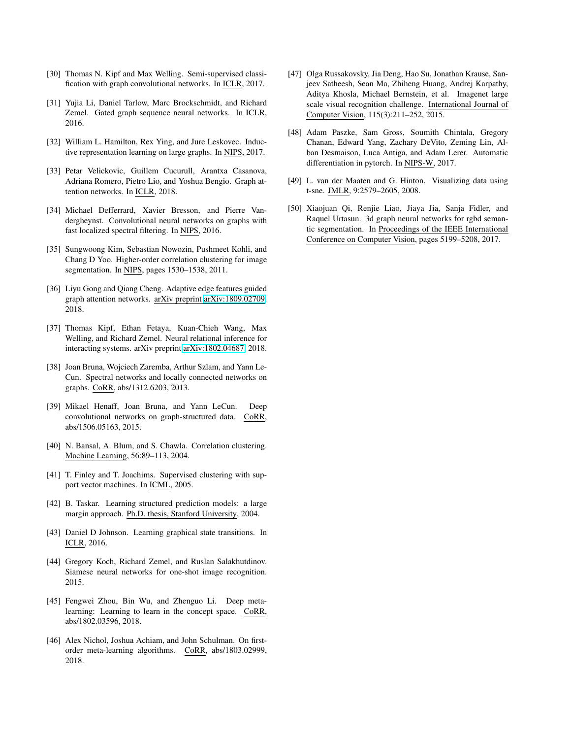[30] Thomas N. Kipf and Max Welling. Semi-supervised classification with graph convolutional networks. In ICLR, 2017.

[31] Yujia Li, Daniel Tarlow, Marc Brockschmidt, and Richard Zemel. Gated graph sequence neural networks. In ICLR, 2016.

[32] William L. Hamilton, Rex Ying, and Jure Leskovec. Inductive representation learning on large graphs. In NIPS, 2017.

[33] Petar Velickovic, Guillem Cucurull, Arantxa Casanova, Adriana Romero, Pietro Lio, and Yoshua Bengio. Graph attention networks. In ICLR, 2018.

[34] Michael Defferrard, Xavier Bresson, and Pierre Vandergheynst. Convolutional neural networks on graphs with fast localized spectral filtering. In NIPS, 2016.

[35] Sungwoong Kim, Sebastian Nowozin, Pushmeet Kohli, and Chang D Yoo. Higher-order correlation clustering for image segmentation. In NIPS, pages 1530–1538, 2011.

[36] Liyu Gong and Qiang Cheng. Adaptive edge features guided graph attention networks. arXiv preprint arXiv:1809.02709, 2018.

[37] Thomas Kipf, Ethan Fetaya, Kuan-Chieh Wang, Max Welling, and Richard Zemel. Neural relational inference for interacting systems. arXiv preprint arXiv:1802.04687, 2018.

[38] Joan Bruna, Wojciech Zaremba, Arthur Szlam, and Yann LeCun. Spectral networks and locally connected networks on graphs. CoRR, abs/1312.6203, 2013.

[39] Mikael Henaff, Joan Bruna, and Yann LeCun. Deep convolutional networks on graph-structured data. CoRR, abs/1506.05163, 2015.

[40] N. Bansal, A. Blum, and S. Chawla. Correlation clustering. Machine Learning, 56:89–113, 2004.

[41] T. Finley and T. Joachims. Supervised clustering with support vector machines. In ICML, 2005.

[42] B. Taskar. Learning structured prediction models: a large margin approach. Ph.D. thesis, Stanford University, 2004.

[43] Daniel D Johnson. Learning graphical state transitions. In ICLR, 2016.

[44] Gregory Koch, Richard Zemel, and Ruslan Salakhutdinov. Siamese neural networks for one-shot image recognition. 2015.

[45] Fengwei Zhou, Bin Wu, and Zhenguo Li. Deep meta-learning: Learning to learn in the concept space. CoRR, abs/1802.03596, 2018.

[46] Alex Nichol, Joshua Achiam, and John Schulman. On first-order meta-learning algorithms. CoRR, abs/1803.02999, 2018.

[47] Olga Russakovsky, Jia Deng, Hao Su, Jonathan Krause, Sanjeev Satheesh, Sean Ma, Zhiheng Huang, Andrej Karpathy, Aditya Khosla, Michael Bernstein, et al. Imagenet large scale visual recognition challenge. International Journal of Computer Vision, 115(3):211–252, 2015.

[48] Adam Paszke, Sam Gross, Soumith Chintala, Gregory Chanan, Edward Yang, Zachary DeVito, Zeming Lin, Alban Desmaison, Luca Antiga, and Adam Lerer. Automatic differentiation in pytorch. In NIPS-W, 2017.

[49] L. van der Maaten and G. Hinton. Visualizing data using t-sne. JMLR, 9:2579–2605, 2008.

[50] Xiaojuan Qi, Renjie Liao, Jiaya Jia, Sanja Fidler, and Raquel Urtasun. 3d graph neural networks for rgbd semantic segmentation. In Proceedings of the IEEE International Conference on Computer Vision, pages 5199–5208, 2017.